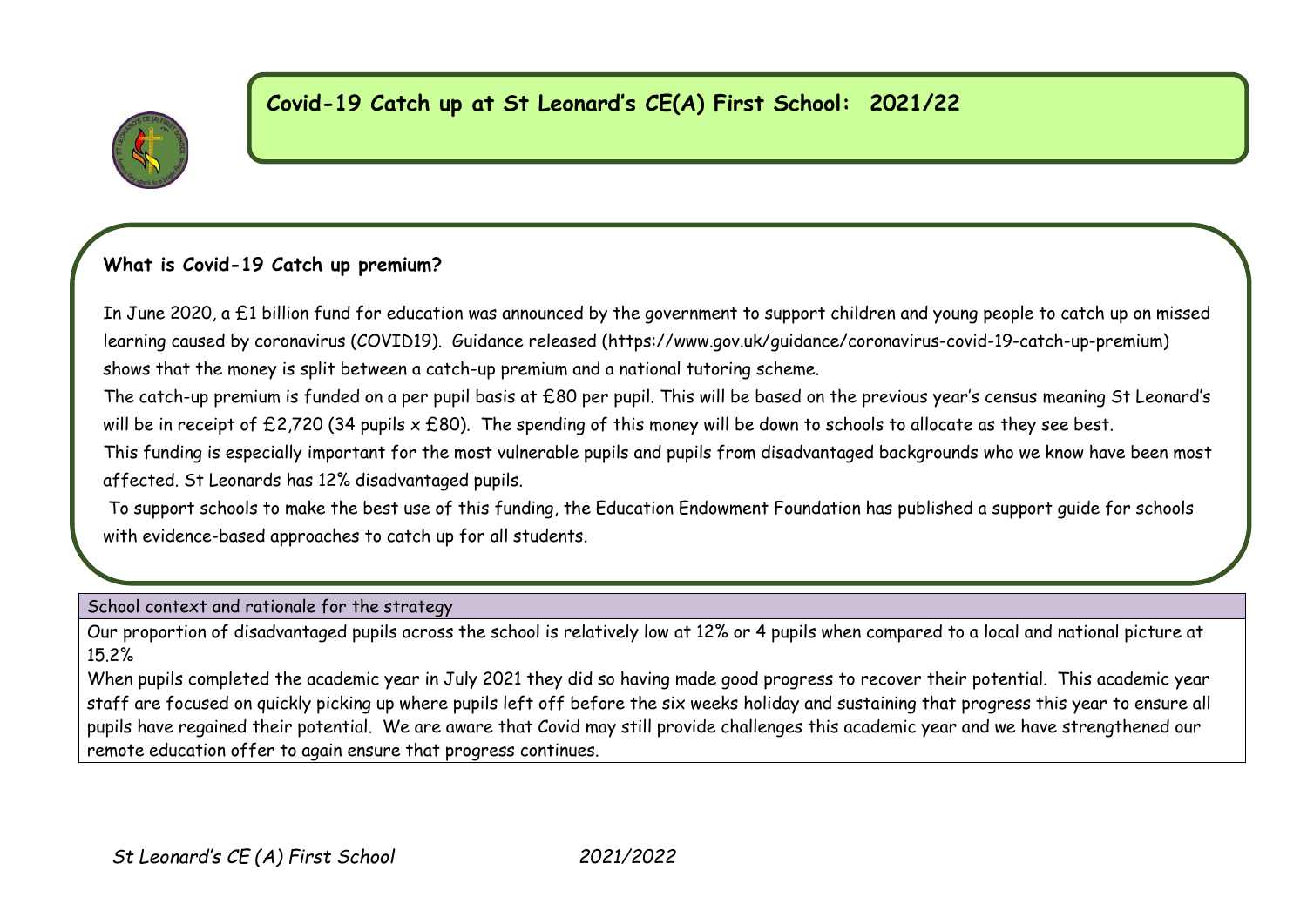# Covid-19 Catch up at St Leonard's CE(A) First School: 2021/22

## What is Covid-19 Catch up premium?

In June 2020, a £1 billion fund for education was announced by the government to support children and young people to catch up on missed learning caused by coronavirus (COVID19). Guidance released (https://www.gov.uk/guidance/coronavirus-covid-19-catch-up-premium) shows that the money is split between a catch-up premium and a national tutoring scheme.

The catch-up premium is funded on a per pupil basis at £80 per pupil. This will be based on the previous year's census meaning St Leonard's will be in receipt of £2,720 (34 pupils x £80). The spending of this money will be down to schools to allocate as they see best.

This funding is especially important for the most vulnerable pupils and pupils from disadvantaged backgrounds who we know have been most affected. St Leonards has 12% disadvantaged pupils.

To support schools to make the best use of this funding, the Education Endowment Foundation has published a support guide for schools with evidence-based approaches to catch up for all students.

| School context and rationale for the strategy |
| --- |
| Our proportion of disadvantaged pupils across the school is relatively low at 12% or 4 pupils when compared to a local and national picture at 15.2%<br>When pupils completed the academic year in July 2021 they did so having made good progress to recover their potential. This academic year staff are focused on quickly picking up where pupils left off before the six weeks holiday and sustaining that progress this year to ensure all pupils have regained their potential. We are aware that Covid may still provide challenges this academic year and we have strengthened our remote education offer to again ensure that progress continues. |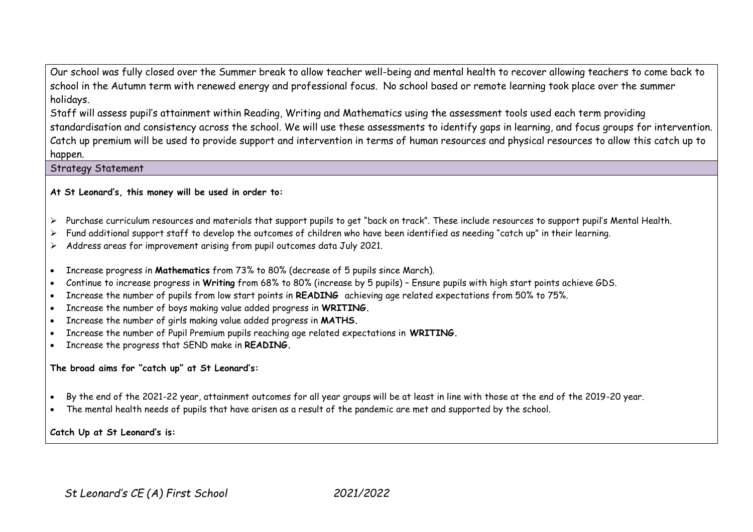Our school was fully closed over the Summer break to allow teacher well-being and mental health to recover allowing teachers to come back to school in the Autumn term with renewed energy and professional focus. No school based or remote learning took place over the summer holidays.

Staff will assess pupil's attainment within Reading, Writing and Mathematics using the assessment tools used each term providing standardisation and consistency across the school. We will use these assessments to identify gaps in learning, and focus groups for intervention. Catch up premium will be used to provide support and intervention in terms of human resources and physical resources to allow this catch up to happen.

## Strategy Statement

**At St Leonard's, this money will be used in order to:**

- Purchase curriculum resources and materials that support pupils to get "back on track". These include resources to support pupil's Mental Health.
- Fund additional support staff to develop the outcomes of children who have been identified as needing "catch up" in their learning.
- Address areas for improvement arising from pupil outcomes data July 2021.

- Increase progress in **Mathematics** from 73% to 80% (decrease of 5 pupils since March).
- Continue to increase progress in **Writing** from 68% to 80% (increase by 5 pupils) – Ensure pupils with high start points achieve GDS.
- Increase the number of pupils from low start points in **READING** achieving age related expectations from 50% to 75%.
- Increase the number of boys making value added progress in **WRITING.**
- Increase the number of girls making value added progress in **MATHS.**
- Increase the number of Pupil Premium pupils reaching age related expectations in **WRITING.**
- Increase the progress that SEND make in **READING.**

**The broad aims for "catch up" at St Leonard's:**

- By the end of the 2021-22 year, attainment outcomes for all year groups will be at least in line with those at the end of the 2019-20 year.
- The mental health needs of pupils that have arisen as a result of the pandemic are met and supported by the school.

**Catch Up at St Leonard's is:**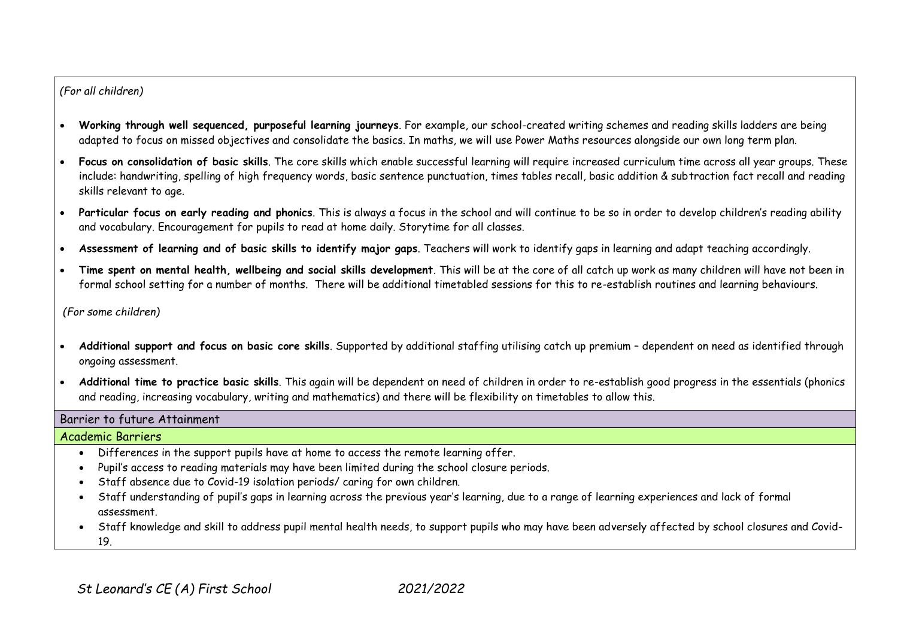*(For all children)*

- **Working through well sequenced, purposeful learning journeys**. For example, our school-created writing schemes and reading skills ladders are being adapted to focus on missed objectives and consolidate the basics. In maths, we will use Power Maths resources alongside our own long term plan.
- **Focus on consolidation of basic skills**. The core skills which enable successful learning will require increased curriculum time across all year groups. These include: handwriting, spelling of high frequency words, basic sentence punctuation, times tables recall, basic addition & subtraction fact recall and reading skills relevant to age.
- **Particular focus on early reading and phonics**. This is always a focus in the school and will continue to be so in order to develop children's reading ability and vocabulary. Encouragement for pupils to read at home daily. Storytime for all classes.
- **Assessment of learning and of basic skills to identify major gaps**. Teachers will work to identify gaps in learning and adapt teaching accordingly.
- **Time spent on mental health, wellbeing and social skills development**. This will be at the core of all catch up work as many children will have not been in formal school setting for a number of months. There will be additional timetabled sessions for this to re-establish routines and learning behaviours.

*(For some children)*

- **Additional support and focus on basic core skills**. Supported by additional staffing utilising catch up premium – dependent on need as identified through ongoing assessment.
- **Additional time to practice basic skills**. This again will be dependent on need of children in order to re-establish good progress in the essentials (phonics and reading, increasing vocabulary, writing and mathematics) and there will be flexibility on timetables to allow this.

## Barrier to future Attainment

### Academic Barriers

- Differences in the support pupils have at home to access the remote learning offer.
- Pupil's access to reading materials may have been limited during the school closure periods.
- Staff absence due to Covid-19 isolation periods/ caring for own children.
- Staff understanding of pupil's gaps in learning across the previous year's learning, due to a range of learning experiences and lack of formal assessment.
- Staff knowledge and skill to address pupil mental health needs, to support pupils who may have been adversely affected by school closures and Covid-19.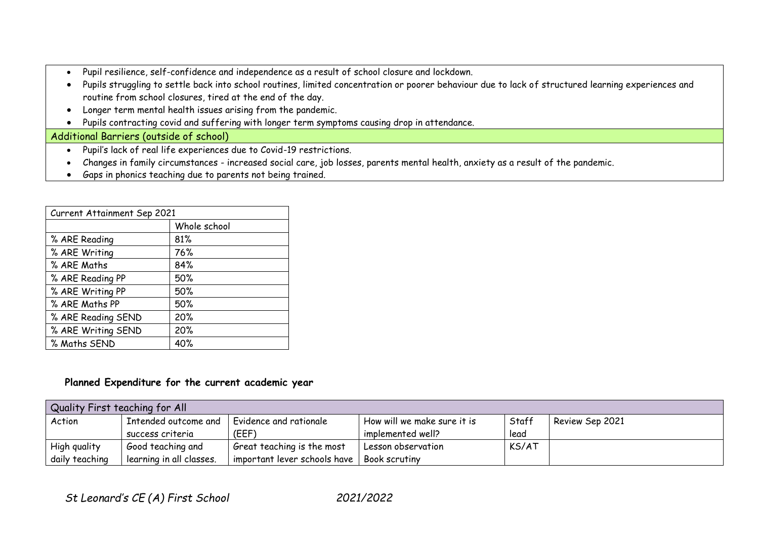- Pupil resilience, self-confidence and independence as a result of school closure and lockdown.
- Pupils struggling to settle back into school routines, limited concentration or poorer behaviour due to lack of structured learning experiences and routine from school closures, tired at the end of the day.
- Longer term mental health issues arising from the pandemic.
- Pupils contracting covid and suffering with longer term symptoms causing drop in attendance.

Additional Barriers (outside of school)

- Pupil's lack of real life experiences due to Covid-19 restrictions.
- Changes in family circumstances - increased social care, job losses, parents mental health, anxiety as a result of the pandemic.
- Gaps in phonics teaching due to parents not being trained.

| Current Attainment Sep 2021 | |
|---|---|
| | Whole school |
| % ARE Reading | 81% |
| % ARE Writing | 76% |
| % ARE Maths | 84% |
| % ARE Reading PP | 50% |
| % ARE Writing PP | 50% |
| % ARE Maths PP | 50% |
| % ARE Reading SEND | 20% |
| % ARE Writing SEND | 20% |
| % Maths SEND | 40% |

## Planned Expenditure for the current academic year

| Quality First teaching for All | | | | | |
|---|---|---|---|---|---|
| Action | Intended outcome and success criteria | Evidence and rationale (EEF) | How will we make sure it is implemented well? | Staff lead | Review Sep 2021 |
| High quality daily teaching | Good teaching and learning in all classes. | Great teaching is the most important lever schools have | Lesson observation<br>Book scrutiny | KS/AT | |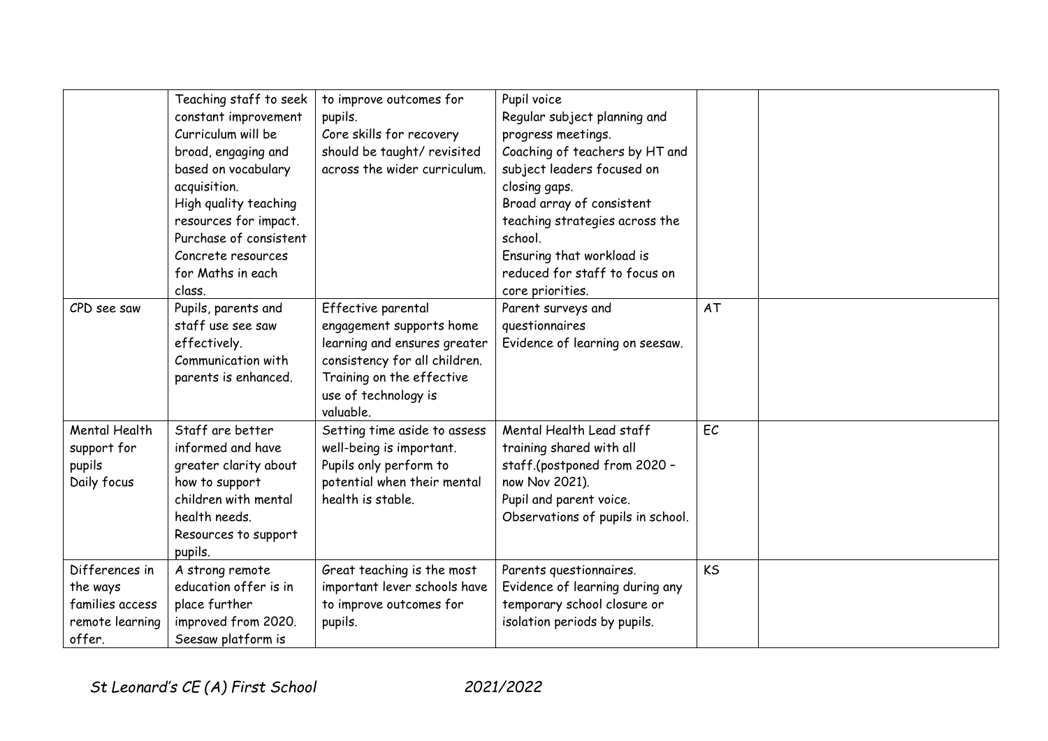| | | | | | |
|---|---|---|---|---|---|
| | Teaching staff to seek constant improvement<br>Curriculum will be broad, engaging and based on vocabulary acquisition.<br>High quality teaching resources for impact.<br>Purchase of consistent Concrete resources for Maths in each class. | to improve outcomes for pupils.<br>Core skills for recovery should be taught/ revisited across the wider curriculum. | Pupil voice<br>Regular subject planning and progress meetings.<br>Coaching of teachers by HT and subject leaders focused on closing gaps.<br>Broad array of consistent teaching strategies across the school.<br>Ensuring that workload is reduced for staff to focus on core priorities. | | |
| CPD see saw | Pupils, parents and staff use see saw effectively.<br>Communication with parents is enhanced. | Effective parental engagement supports home learning and ensures greater consistency for all children.<br>Training on the effective use of technology is valuable. | Parent surveys and questionnaires<br>Evidence of learning on seesaw. | AT | |
| Mental Health support for pupils<br>Daily focus | Staff are better informed and have greater clarity about how to support children with mental health needs.<br>Resources to support pupils. | Setting time aside to assess well-being is important.<br>Pupils only perform to potential when their mental health is stable. | Mental Health Lead staff training shared with all staff.(postponed from 2020 – now Nov 2021).<br>Pupil and parent voice.<br>Observations of pupils in school. | EC | |
| Differences in the ways families access remote learning offer. | A strong remote education offer is in place further improved from 2020.<br>Seesaw platform is | Great teaching is the most important lever schools have to improve outcomes for pupils. | Parents questionnaires.<br>Evidence of learning during any temporary school closure or isolation periods by pupils. | KS | |

*St Leonard's CE (A) First School 2021/2022*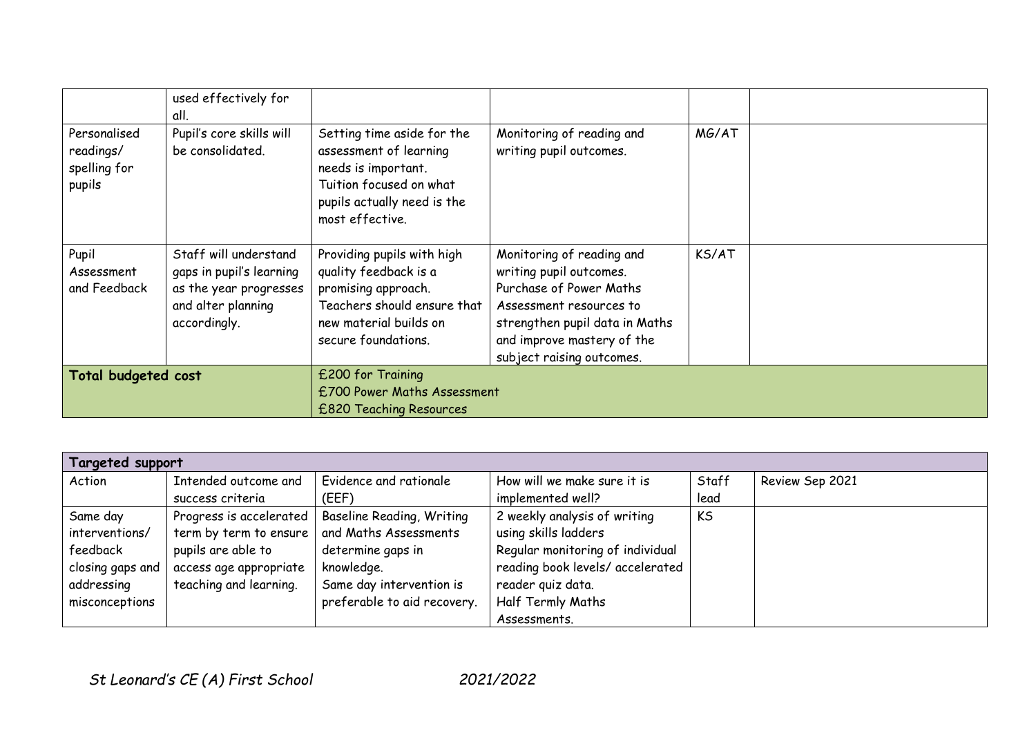| | | | | | |
|---|---|---|---|---|---|
| | used effectively for all. | | | | |
| Personalised readings/ spelling for pupils | Pupil's core skills will be consolidated. | Setting time aside for the assessment of learning needs is important. Tuition focused on what pupils actually need is the most effective. | Monitoring of reading and writing pupil outcomes. | MG/AT | |
| Pupil Assessment and Feedback | Staff will understand gaps in pupil's learning as the year progresses and alter planning accordingly. | Providing pupils with high quality feedback is a promising approach. Teachers should ensure that new material builds on secure foundations. | Monitoring of reading and writing pupil outcomes. Purchase of Power Maths Assessment resources to strengthen pupil data in Maths and improve mastery of the subject raising outcomes. | KS/AT | |
| **Total budgeted cost** | | £200 for Training<br>£700 Power Maths Assessment<br>£820 Teaching Resources | | | |

| **Targeted support** | | | | | |
|---|---|---|---|---|---|
| Action | Intended outcome and success criteria | Evidence and rationale (EEF) | How will we make sure it is implemented well? | Staff lead | Review Sep 2021 |
| Same day interventions/ feedback closing gaps and addressing misconceptions | Progress is accelerated term by term to ensure pupils are able to access age appropriate teaching and learning. | Baseline Reading, Writing and Maths Assessments determine gaps in knowledge. Same day intervention is preferable to aid recovery. | 2 weekly analysis of writing using skills ladders<br>Regular monitoring of individual reading book levels/ accelerated reader quiz data.<br>Half Termly Maths Assessments. | KS | |

*St Leonard's CE (A) First School 2021/2022*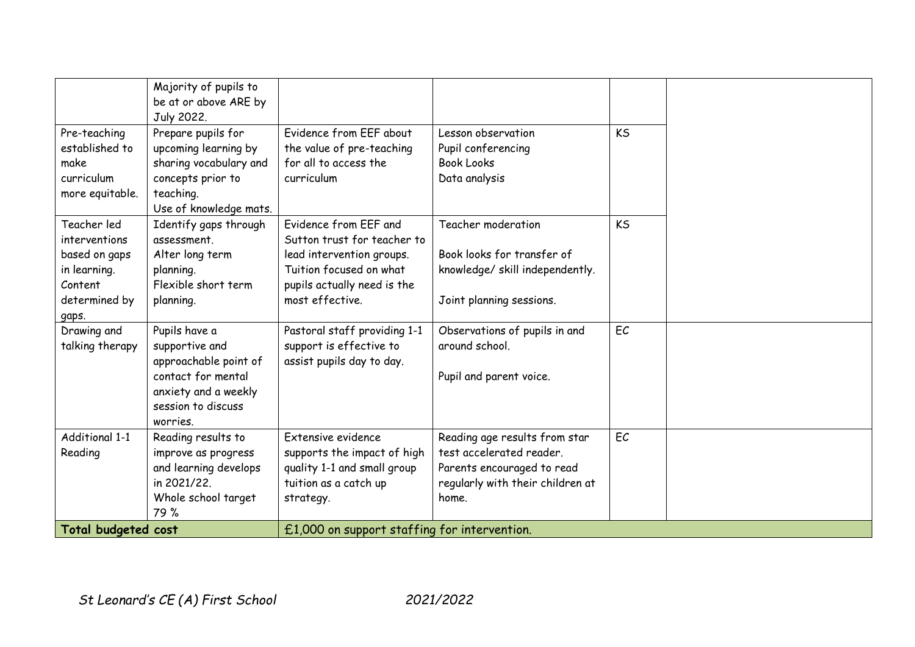| | | | | | |
|---|---|---|---|---|---|
| | Majority of pupils to be at or above ARE by July 2022. | | | | |
| Pre-teaching established to make curriculum more equitable. | Prepare pupils for upcoming learning by sharing vocabulary and concepts prior to teaching. Use of knowledge mats. | Evidence from EEF about the value of pre-teaching for all to access the curriculum | Lesson observation<br>Pupil conferencing<br>Book Looks<br>Data analysis | KS | |
| Teacher led interventions based on gaps in learning. Content determined by gaps. | Identify gaps through assessment. Alter long term planning. Flexible short term planning. | Evidence from EEF and Sutton trust for teacher to lead intervention groups. Tuition focused on what pupils actually need is the most effective. | Teacher moderation<br><br>Book looks for transfer of knowledge/ skill independently.<br><br>Joint planning sessions. | KS | |
| Drawing and talking therapy | Pupils have a supportive and approachable point of contact for mental anxiety and a weekly session to discuss worries. | Pastoral staff providing 1-1 support is effective to assist pupils day to day. | Observations of pupils in and around school.<br><br>Pupil and parent voice. | EC | |
| Additional 1-1 Reading | Reading results to improve as progress and learning develops in 2021/22. Whole school target 79 % | Extensive evidence supports the impact of high quality 1-1 and small group tuition as a catch up strategy. | Reading age results from star test accelerated reader. Parents encouraged to read regularly with their children at home. | EC | |
| **Total budgeted cost** | | £1,000 on support staffing for intervention. | | | |

*St Leonard's CE (A) First School* *2021/2022*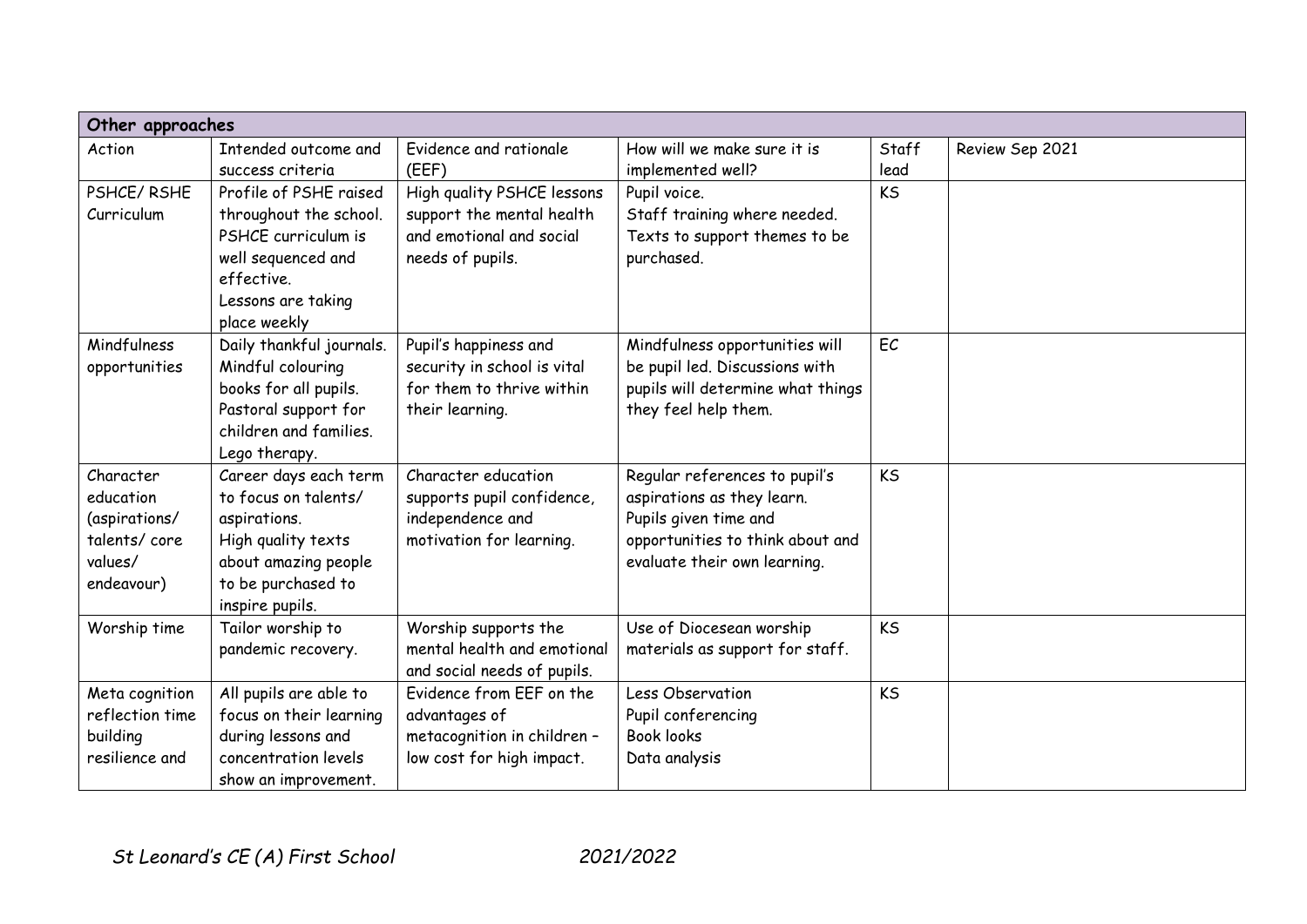| Other approaches | | | | | |
|---|---|---|---|---|---|
| Action | Intended outcome and success criteria | Evidence and rationale (EEF) | How will we make sure it is implemented well? | Staff lead | Review Sep 2021 |
| PSHCE/ RSHE Curriculum | Profile of PSHE raised throughout the school. PSHCE curriculum is well sequenced and effective. Lessons are taking place weekly | High quality PSHCE lessons support the mental health and emotional and social needs of pupils. | Pupil voice. Staff training where needed. Texts to support themes to be purchased. | KS | |
| Mindfulness opportunities | Daily thankful journals. Mindful colouring books for all pupils. Pastoral support for children and families. Lego therapy. | Pupil's happiness and security in school is vital for them to thrive within their learning. | Mindfulness opportunities will be pupil led. Discussions with pupils will determine what things they feel help them. | EC | |
| Character education (aspirations/ talents/ core values/ endeavour) | Career days each term to focus on talents/ aspirations. High quality texts about amazing people to be purchased to inspire pupils. | Character education supports pupil confidence, independence and motivation for learning. | Regular references to pupil's aspirations as they learn. Pupils given time and opportunities to think about and evaluate their own learning. | KS | |
| Worship time | Tailor worship to pandemic recovery. | Worship supports the mental health and emotional and social needs of pupils. | Use of Diocesean worship materials as support for staff. | KS | |
| Meta cognition reflection time building resilience and | All pupils are able to focus on their learning during lessons and concentration levels show an improvement. | Evidence from EEF on the advantages of metacognition in children – low cost for high impact. | Less Observation<br>Pupil conferencing<br>Book looks<br>Data analysis | KS | |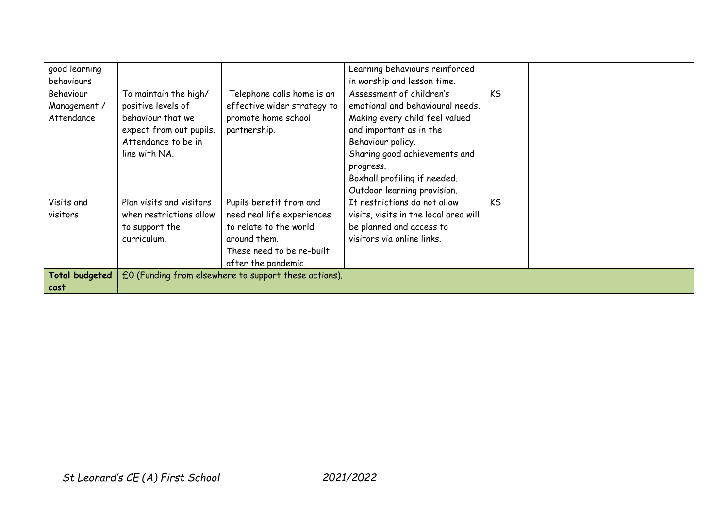| | | | | | |
|---|---|---|---|---|---|
| good learning behaviours | | | Learning behaviours reinforced in worship and lesson time. | | |
| Behaviour Management / Attendance | To maintain the high/ positive levels of behaviour that we expect from out pupils. Attendance to be in line with NA. | Telephone calls home is an effective wider strategy to promote home school partnership. | Assessment of children's emotional and behavioural needs. Making every child feel valued and important as in the Behaviour policy. Sharing good achievements and progress. Boxhall profiling if needed. Outdoor learning provision. | KS | |
| Visits and visitors | Plan visits and visitors when restrictions allow to support the curriculum. | Pupils benefit from and need real life experiences to relate to the world around them. These need to be re-built after the pandemic. | If restrictions do not allow visits, visits in the local area will be planned and access to visitors via online links. | KS | |
| **Total budgeted cost** | £0 (Funding from elsewhere to support these actions). | | | | |